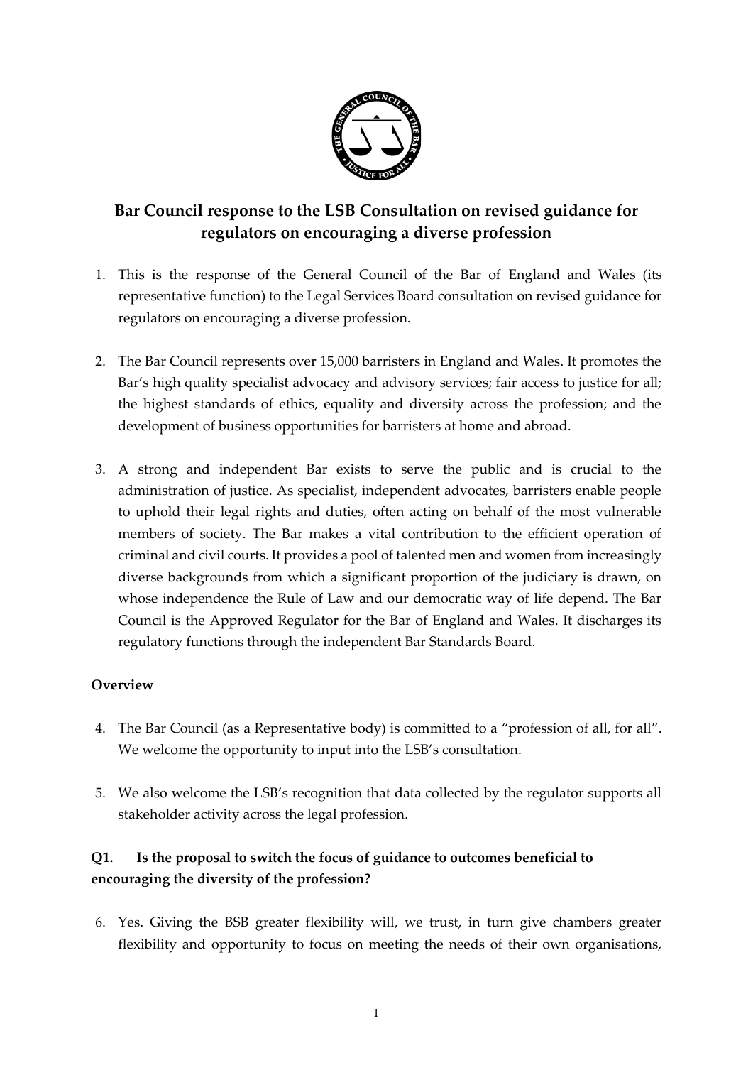# Bar Council response to the LSB Consultation on revised guidance for regulators on encouraging a diverse profession

1. This is the response of the General Council of the Bar of England and Wales (its representative function) to the Legal Services Board consultation on revised guidance for regulators on encouraging a diverse profession.

2. The Bar Council represents over 15,000 barristers in England and Wales. It promotes the Bar's high quality specialist advocacy and advisory services; fair access to justice for all; the highest standards of ethics, equality and diversity across the profession; and the development of business opportunities for barristers at home and abroad.

3. A strong and independent Bar exists to serve the public and is crucial to the administration of justice. As specialist, independent advocates, barristers enable people to uphold their legal rights and duties, often acting on behalf of the most vulnerable members of society. The Bar makes a vital contribution to the efficient operation of criminal and civil courts. It provides a pool of talented men and women from increasingly diverse backgrounds from which a significant proportion of the judiciary is drawn, on whose independence the Rule of Law and our democratic way of life depend. The Bar Council is the Approved Regulator for the Bar of England and Wales. It discharges its regulatory functions through the independent Bar Standards Board.

## Overview

4. The Bar Council (as a Representative body) is committed to a "profession of all, for all". We welcome the opportunity to input into the LSB's consultation.

5. We also welcome the LSB's recognition that data collected by the regulator supports all stakeholder activity across the legal profession.

### Q1. Is the proposal to switch the focus of guidance to outcomes beneficial to encouraging the diversity of the profession?

6. Yes. Giving the BSB greater flexibility will, we trust, in turn give chambers greater flexibility and opportunity to focus on meeting the needs of their own organisations,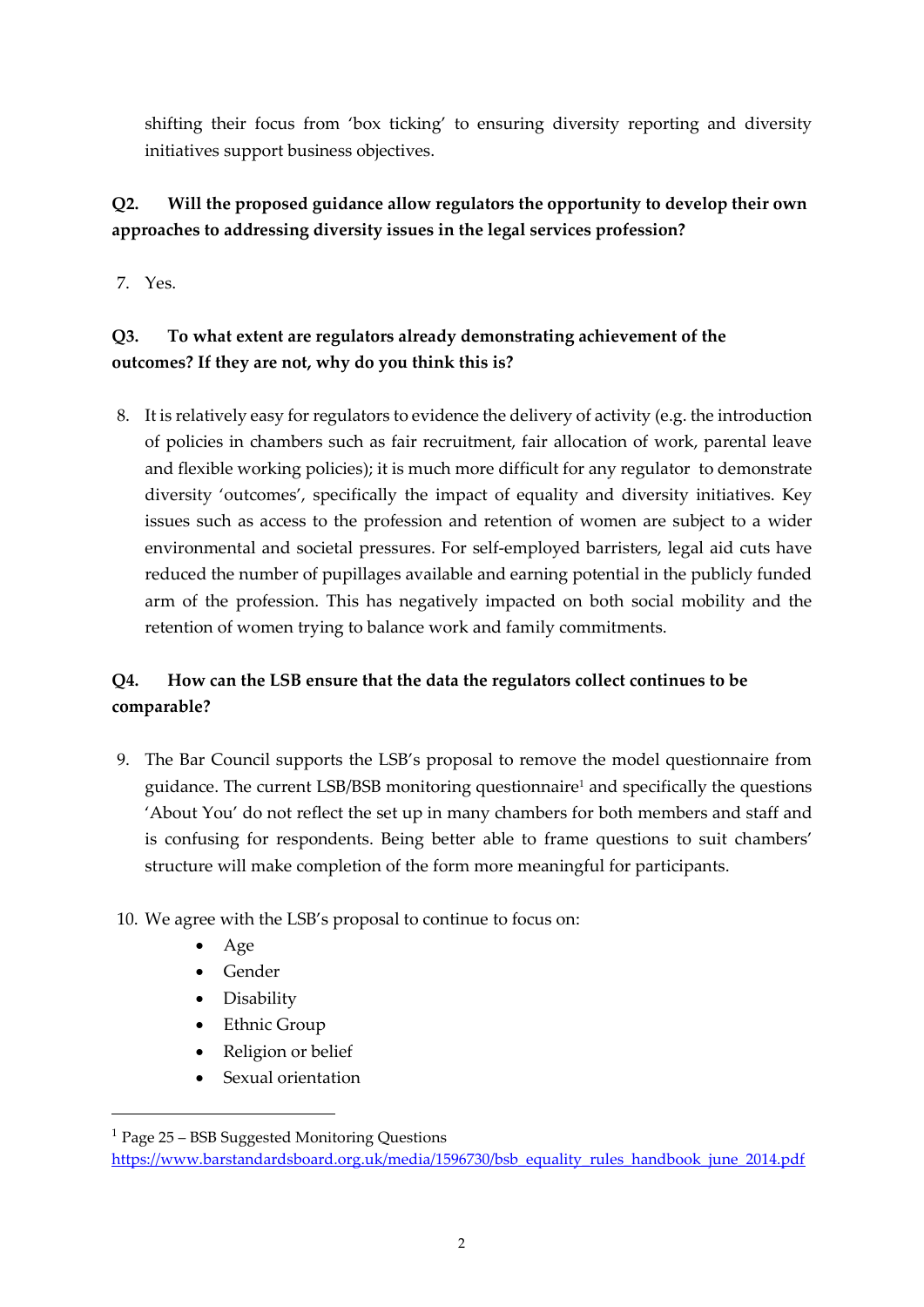shifting their focus from 'box ticking' to ensuring diversity reporting and diversity initiatives support business objectives.

**Q2. Will the proposed guidance allow regulators the opportunity to develop their own approaches to addressing diversity issues in the legal services profession?**

7. Yes.

**Q3. To what extent are regulators already demonstrating achievement of the outcomes? If they are not, why do you think this is?**

8. It is relatively easy for regulators to evidence the delivery of activity (e.g. the introduction of policies in chambers such as fair recruitment, fair allocation of work, parental leave and flexible working policies); it is much more difficult for any regulator to demonstrate diversity 'outcomes', specifically the impact of equality and diversity initiatives. Key issues such as access to the profession and retention of women are subject to a wider environmental and societal pressures. For self-employed barristers, legal aid cuts have reduced the number of pupillages available and earning potential in the publicly funded arm of the profession. This has negatively impacted on both social mobility and the retention of women trying to balance work and family commitments.

**Q4. How can the LSB ensure that the data the regulators collect continues to be comparable?**

9. The Bar Council supports the LSB's proposal to remove the model questionnaire from guidance. The current LSB/BSB monitoring questionnaire[1] and specifically the questions 'About You' do not reflect the set up in many chambers for both members and staff and is confusing for respondents. Being better able to frame questions to suit chambers' structure will make completion of the form more meaningful for participants.

10. We agree with the LSB's proposal to continue to focus on:
    - Age
    - Gender
    - Disability
    - Ethnic Group
    - Religion or belief
    - Sexual orientation

---

[1] Page 25 – BSB Suggested Monitoring Questions https://www.barstandardsboard.org.uk/media/1596730/bsb_equality_rules_handbook_june_2014.pdf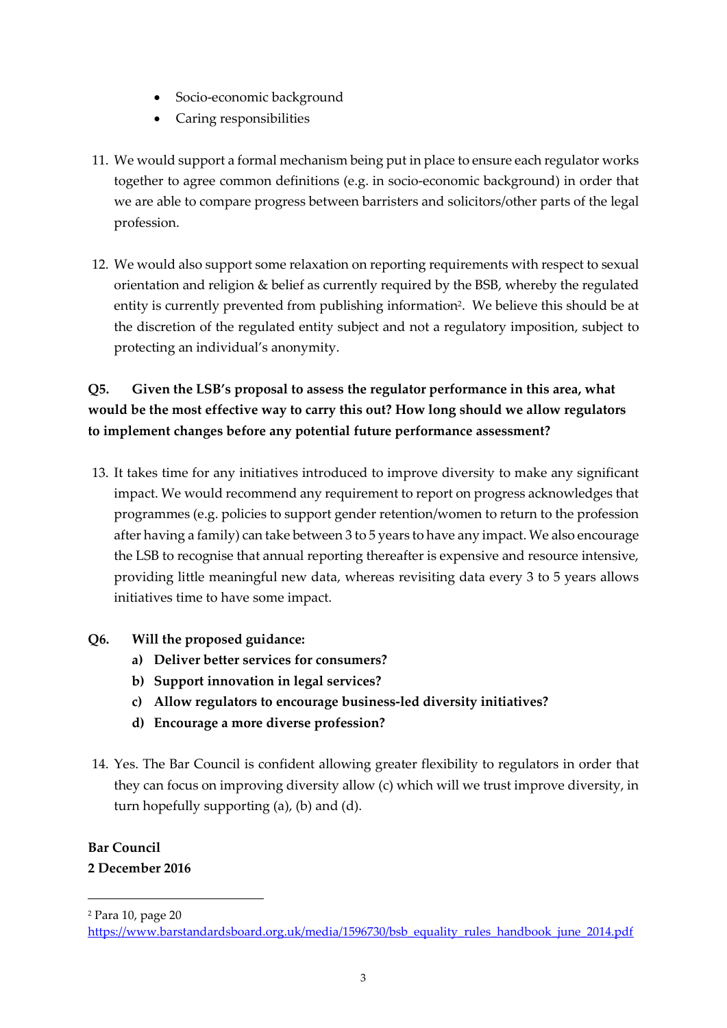- Socio-economic background
- Caring responsibilities

11. We would support a formal mechanism being put in place to ensure each regulator works together to agree common definitions (e.g. in socio-economic background) in order that we are able to compare progress between barristers and solicitors/other parts of the legal profession.

12. We would also support some relaxation on reporting requirements with respect to sexual orientation and religion & belief as currently required by the BSB, whereby the regulated entity is currently prevented from publishing information[2]. We believe this should be at the discretion of the regulated entity subject and not a regulatory imposition, subject to protecting an individual's anonymity.

**Q5. Given the LSB's proposal to assess the regulator performance in this area, what would be the most effective way to carry this out? How long should we allow regulators to implement changes before any potential future performance assessment?**

13. It takes time for any initiatives introduced to improve diversity to make any significant impact. We would recommend any requirement to report on progress acknowledges that programmes (e.g. policies to support gender retention/women to return to the profession after having a family) can take between 3 to 5 years to have any impact. We also encourage the LSB to recognise that annual reporting thereafter is expensive and resource intensive, providing little meaningful new data, whereas revisiting data every 3 to 5 years allows initiatives time to have some impact.

**Q6. Will the proposed guidance:**

**a) Deliver better services for consumers?**
**b) Support innovation in legal services?**
**c) Allow regulators to encourage business-led diversity initiatives?**
**d) Encourage a more diverse profession?**

14. Yes. The Bar Council is confident allowing greater flexibility to regulators in order that they can focus on improving diversity allow (c) which will we trust improve diversity, in turn hopefully supporting (a), (b) and (d).

**Bar Council**
**2 December 2016**

---

[2] Para 10, page 20 https://www.barstandardsboard.org.uk/media/1596730/bsb_equality_rules_handbook_june_2014.pdf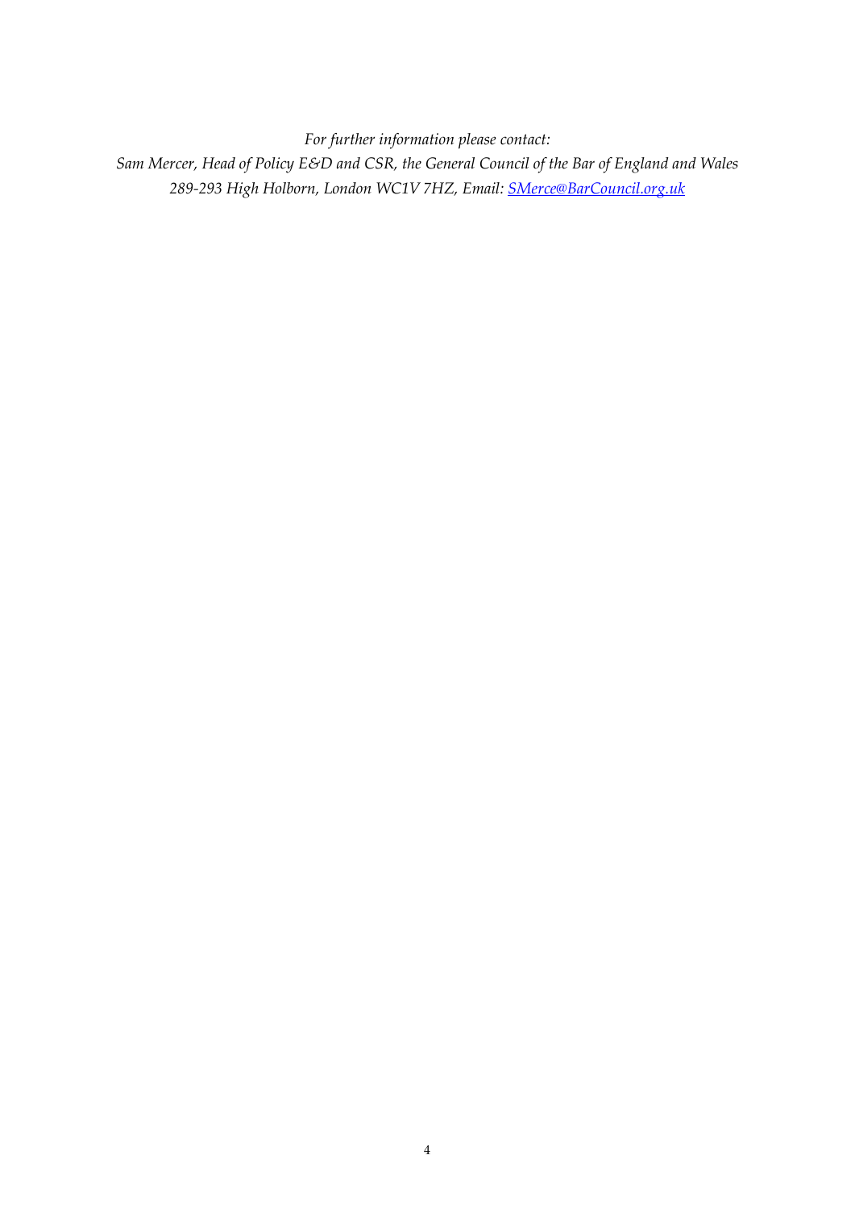*For further information please contact:*
*Sam Mercer, Head of Policy E&D and CSR, the General Council of the Bar of England and Wales*
*289-293 High Holborn, London WC1V 7HZ, Email: [SMerce@BarCouncil.org.uk](mailto:SMerce@BarCouncil.org.uk)*